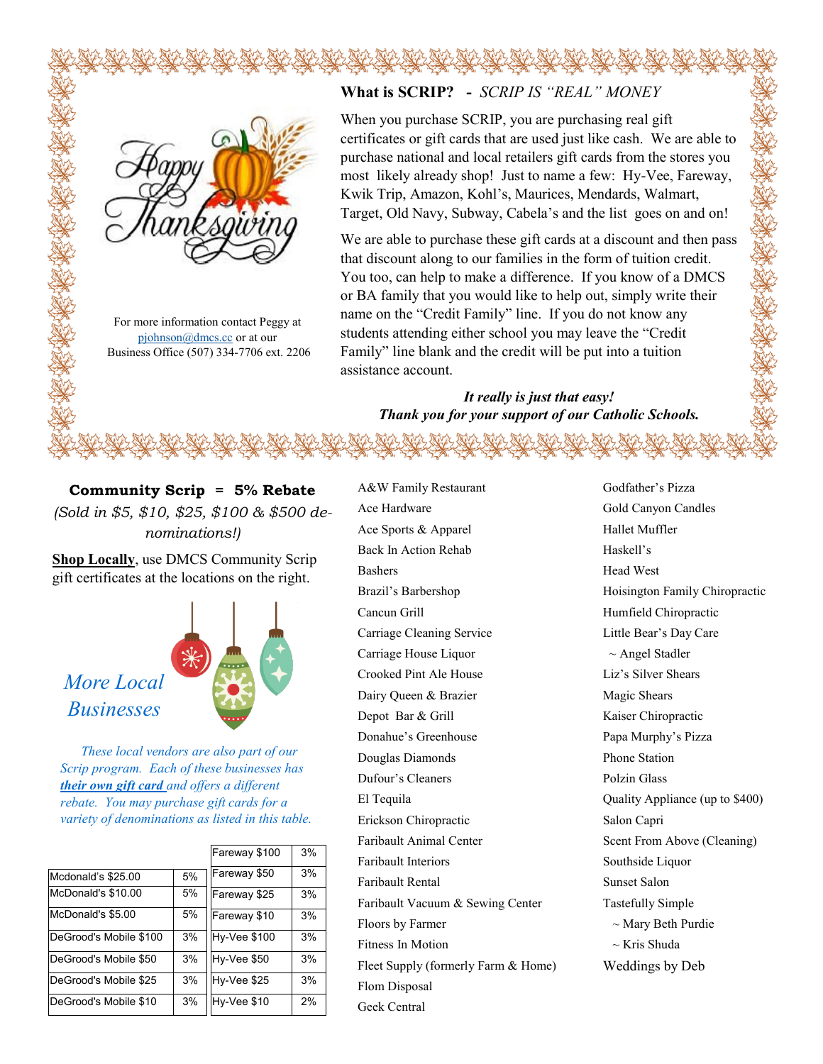## What is SCRIP? - *SCRIP IS "REAL" MONEY*

When you purchase SCRIP, you are purchasing real gift certificates or gift cards that are used just like cash. We are able to purchase national and local retailers gift cards from the stores you most likely already shop! Just to name a few: Hy-Vee, Fareway, Kwik Trip, Amazon, Kohl's, Maurices, Mendards, Walmart, Target, Old Navy, Subway, Cabela's and the list goes on and on!

We are able to purchase these gift cards at a discount and then pass that discount along to our families in the form of tuition credit. You too, can help to make a difference. If you know of a DMCS or BA family that you would like to help out, simply write their name on the "Credit Family" line. If you do not know any students attending either school you may leave the "Credit Family" line blank and the credit will be put into a tuition assistance account.

***It really is just that easy!***
***Thank you for your support of our Catholic Schools.***

For more information contact Peggy at pjohnson@dmcs.cc or at our Business Office (507) 334-7706 ext. 2206

## Community Scrip = 5% Rebate

*(Sold in $5, $10, $25, $100 & $500 denominations!)*

**Shop Locally**, use DMCS Community Scrip gift certificates at the locations on the right.

- A&W Family Restaurant
- Ace Hardware
- Ace Sports & Apparel
- Back In Action Rehab
- Bashers
- Brazil's Barbershop
- Cancun Grill
- Carriage Cleaning Service
- Carriage House Liquor
- Crooked Pint Ale House
- Dairy Queen & Brazier
- Depot Bar & Grill
- Donahue's Greenhouse
- Douglas Diamonds
- Dufour's Cleaners
- El Tequila
- Erickson Chiropractic
- Faribault Animal Center
- Faribault Interiors
- Faribault Rental
- Faribault Vacuum & Sewing Center
- Floors by Farmer
- Fitness In Motion
- Fleet Supply (formerly Farm & Home)
- Flom Disposal
- Geek Central
- Godfather's Pizza
- Gold Canyon Candles
- Hallet Muffler
- Haskell's
- Head West
- Hoisington Family Chiropractic
- Humfield Chiropractic
- Little Bear's Day Care
  - ~ Angel Stadler
- Liz's Silver Shears
- Magic Shears
- Kaiser Chiropractic
- Papa Murphy's Pizza
- Phone Station
- Polzin Glass
- Quality Appliance (up to $400)
- Salon Capri
- Scent From Above (Cleaning)
- Southside Liquor
- Sunset Salon
- Tastefully Simple
  - ~ Mary Beth Purdie
  - ~ Kris Shuda
- Weddings by Deb

## *More Local Businesses*

*These local vendors are also part of our Scrip program. Each of these businesses has **their own gift card** and offers a different rebate. You may purchase gift cards for a variety of denominations as listed in this table.*

| Card | Rebate |
|---|---|
| Mcdonald's $25.00 | 5% |
| McDonald's $10.00 | 5% |
| McDonald's $5.00 | 5% |
| DeGrood's Mobile $100 | 3% |
| DeGrood's Mobile $50 | 3% |
| DeGrood's Mobile $25 | 3% |
| DeGrood's Mobile $10 | 3% |

| Card | Rebate |
|---|---|
| Fareway $100 | 3% |
| Fareway $50 | 3% |
| Fareway $25 | 3% |
| Fareway $10 | 3% |
| Hy-Vee $100 | 3% |
| Hy-Vee $50 | 3% |
| Hy-Vee $25 | 3% |
| Hy-Vee $10 | 2% |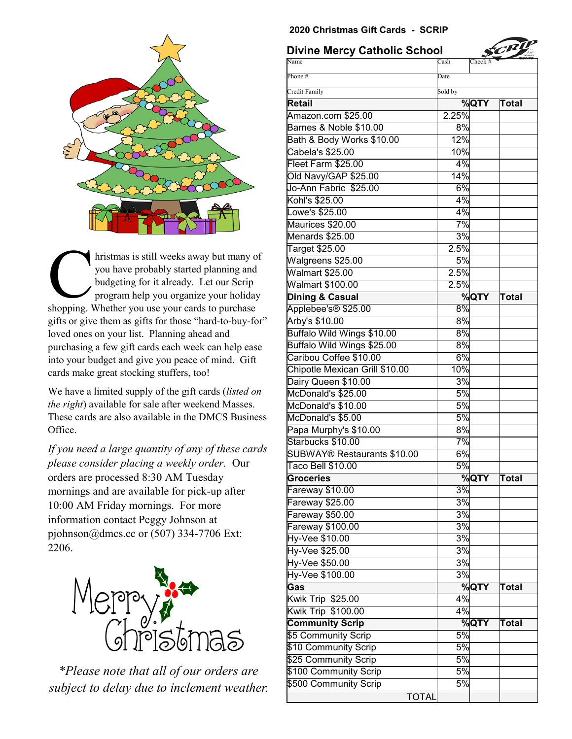Christmas is still weeks away but many of you have probably started planning and budgeting for it already. Let our Scrip program help you organize your holiday shopping. Whether you use your cards to purchase gifts or give them as gifts for those "hard-to-buy-for" loved ones on your list. Planning ahead and purchasing a few gift cards each week can help ease into your budget and give you peace of mind. Gift cards make great stocking stuffers, too!

We have a limited supply of the gift cards (*listed on the right*) available for sale after weekend Masses. These cards are also available in the DMCS Business Office.

*If you need a large quantity of any of these cards please consider placing a weekly order.* Our orders are processed 8:30 AM Tuesday mornings and are available for pick-up after 10:00 AM Friday mornings. For more information contact Peggy Johnson at pjohnson@dmcs.cc or (507) 334-7706 Ext: 2206.

Merry Christmas

*\*Please note that all of our orders are subject to delay due to inclement weather.*

**2020 Christmas Gift Cards - SCRIP**

**Divine Mercy Catholic School**

| | | | |
|---|---|---|---|
| Name | Cash | Check # | |
| Phone # | Date | | |
| Credit Family | Sold by | | |
| **Retail** | **%** | **QTY** | **Total** |
| Amazon.com $25.00 | 2.25% | | |
| Barnes & Noble $10.00 | 8% | | |
| Bath & Body Works $10.00 | 12% | | |
| Cabela's $25.00 | 10% | | |
| Fleet Farm $25.00 | 4% | | |
| Old Navy/GAP $25.00 | 14% | | |
| Jo-Ann Fabric $25.00 | 6% | | |
| Kohl's $25.00 | 4% | | |
| Lowe's $25.00 | 4% | | |
| Maurices $20.00 | 7% | | |
| Menards $25.00 | 3% | | |
| Target $25.00 | 2.5% | | |
| Walgreens $25.00 | 5% | | |
| Walmart $25.00 | 2.5% | | |
| Walmart $100.00 | 2.5% | | |
| **Dining & Casual** | **%** | **QTY** | **Total** |
| Applebee's® $25.00 | 8% | | |
| Arby's $10.00 | 8% | | |
| Buffalo Wild Wings $10.00 | 8% | | |
| Buffalo Wild Wings $25.00 | 8% | | |
| Caribou Coffee $10.00 | 6% | | |
| Chipotle Mexican Grill $10.00 | 10% | | |
| Dairy Queen $10.00 | 3% | | |
| McDonald's $25.00 | 5% | | |
| McDonald's $10.00 | 5% | | |
| McDonald's $5.00 | 5% | | |
| Papa Murphy's $10.00 | 8% | | |
| Starbucks $10.00 | 7% | | |
| SUBWAY® Restaurants $10.00 | 6% | | |
| Taco Bell $10.00 | 5% | | |
| **Groceries** | **%** | **QTY** | **Total** |
| Fareway $10.00 | 3% | | |
| Fareway $25.00 | 3% | | |
| Fareway $50.00 | 3% | | |
| Fareway $100.00 | 3% | | |
| Hy-Vee $10.00 | 3% | | |
| Hy-Vee $25.00 | 3% | | |
| Hy-Vee $50.00 | 3% | | |
| Hy-Vee $100.00 | 3% | | |
| **Gas** | **%** | **QTY** | **Total** |
| Kwik Trip $25.00 | 4% | | |
| Kwik Trip $100.00 | 4% | | |
| **Community Scrip** | **%** | **QTY** | **Total** |
| $5 Community Scrip | 5% | | |
| $10 Community Scrip | 5% | | |
| $25 Community Scrip | 5% | | |
| $100 Community Scrip | 5% | | |
| $500 Community Scrip | 5% | | |
| TOTAL | | | |